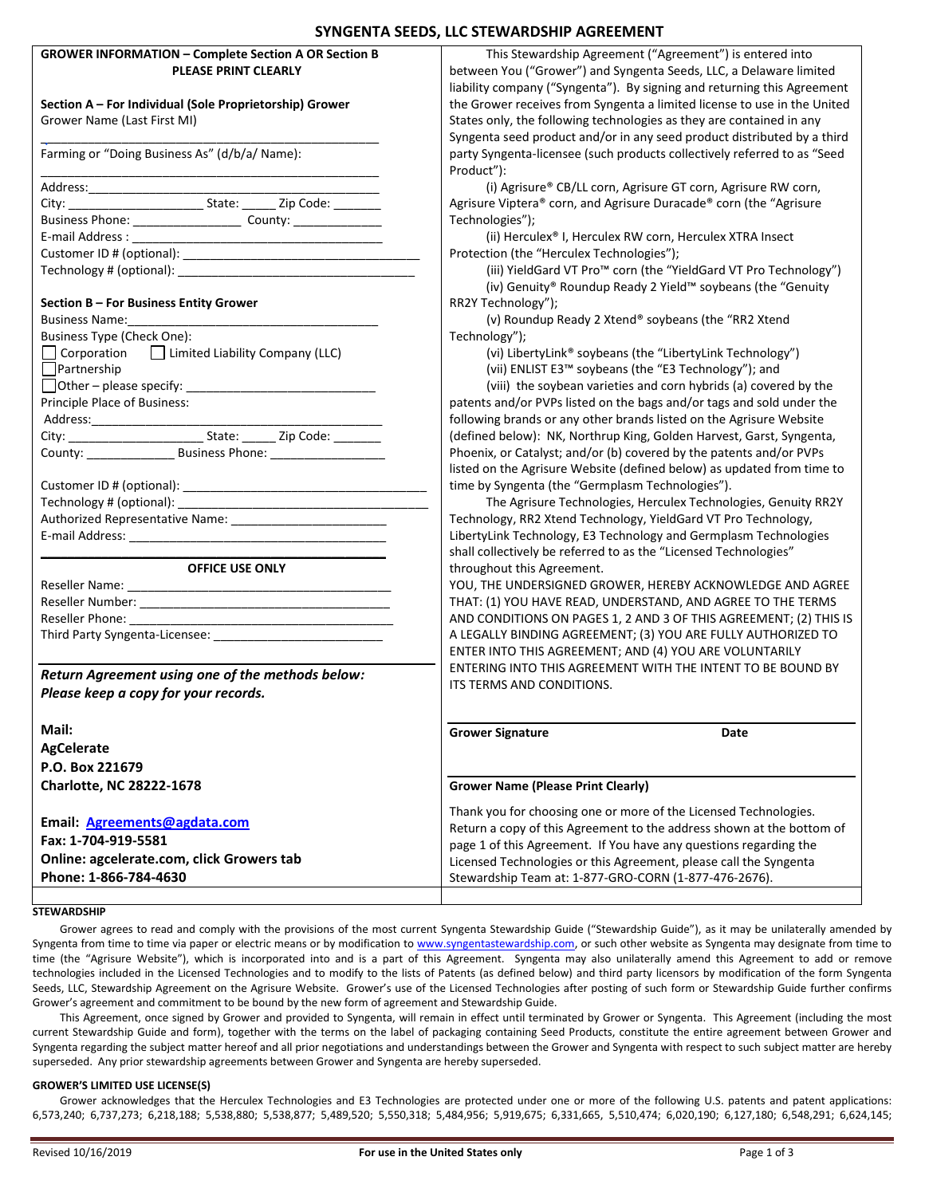# SYNGENTA SEEDS, LLC STEWARDSHIP AGREEMENT

**GROWER INFORMATION – Complete Section A OR Section B**
**PLEASE PRINT CLEARLY**

**Section A – For Individual (Sole Proprietorship) Grower**

Grower Name (Last First MI)

_______________________________________________

Farming or "Doing Business As" (d/b/a/ Name):

_______________________________________________

Address:_______________________________________

City: ____________________ State: _____ Zip Code: _______

Business Phone: ________________ County: _____________

E-mail Address : ______________________________________

Customer ID # (optional): ___________________________________

Technology # (optional): ___________________________________

**Section B – For Business Entity Grower**

Business Name:_____________________________________

Business Type (Check One):

☐ Corporation ☐ Limited Liability Company (LLC)

☐ Partnership

☐ Other – please specify: ___________________________

Principle Place of Business:

Address:_______________________________________

City: ____________________ State: _____ Zip Code: _______

County: _____________ Business Phone: _________________

Customer ID # (optional): ___________________________________

Technology # (optional): ___________________________________

Authorized Representative Name: _______________________

E-mail Address: ______________________________________

**OFFICE USE ONLY**

Reseller Name: ______________________________________

Reseller Number: _____________________________________

Reseller Phone: ______________________________________

Third Party Syngenta-Licensee: ________________________

***Return Agreement using one of the methods below:***
***Please keep a copy for your records.***

**Mail:**
**AgCelerate**
**P.O. Box 221679**
**Charlotte, NC 28222-1678**

**Email: Agreements@agdata.com**
**Fax: 1-704-919-5581**
**Online: agcelerate.com, click Growers tab**
**Phone: 1-866-784-4630**

This Stewardship Agreement ("Agreement") is entered into between You ("Grower") and Syngenta Seeds, LLC, a Delaware limited liability company ("Syngenta"). By signing and returning this Agreement the Grower receives from Syngenta a limited license to use in the United States only, the following technologies as they are contained in any Syngenta seed product and/or in any seed product distributed by a third party Syngenta-licensee (such products collectively referred to as "Seed Product"):

(i) Agrisure® CB/LL corn, Agrisure GT corn, Agrisure RW corn, Agrisure Viptera® corn, and Agrisure Duracade® corn (the "Agrisure Technologies");

(ii) Herculex® I, Herculex RW corn, Herculex XTRA Insect Protection (the "Herculex Technologies");

(iii) YieldGard VT Pro™ corn (the "YieldGard VT Pro Technology")

(iv) Genuity® Roundup Ready 2 Yield™ soybeans (the "Genuity RR2Y Technology");

(v) Roundup Ready 2 Xtend® soybeans (the "RR2 Xtend Technology");

(vi) LibertyLink® soybeans (the "LibertyLink Technology")

(vii) ENLIST E3™ soybeans (the "E3 Technology"); and

(viii) the soybean varieties and corn hybrids (a) covered by the patents and/or PVPs listed on the bags and/or tags and sold under the following brands or any other brands listed on the Agrisure Website (defined below): NK, Northrup King, Golden Harvest, Garst, Syngenta, Phoenix, or Catalyst; and/or (b) covered by the patents and/or PVPs listed on the Agrisure Website (defined below) as updated from time to time by Syngenta (the "Germplasm Technologies").

The Agrisure Technologies, Herculex Technologies, Genuity RR2Y Technology, RR2 Xtend Technology, YieldGard VT Pro Technology, LibertyLink Technology, E3 Technology and Germplasm Technologies shall collectively be referred to as the "Licensed Technologies" throughout this Agreement.

YOU, THE UNDERSIGNED GROWER, HEREBY ACKNOWLEDGE AND AGREE THAT: (1) YOU HAVE READ, UNDERSTAND, AND AGREE TO THE TERMS AND CONDITIONS ON PAGES 1, 2 AND 3 OF THIS AGREEMENT; (2) THIS IS A LEGALLY BINDING AGREEMENT; (3) YOU ARE FULLY AUTHORIZED TO ENTER INTO THIS AGREEMENT; AND (4) YOU ARE VOLUNTARILY ENTERING INTO THIS AGREEMENT WITH THE INTENT TO BE BOUND BY ITS TERMS AND CONDITIONS.

_______________________________________________
**Grower Signature** **Date**

_______________________________________________
**Grower Name (Please Print Clearly)**

Thank you for choosing one or more of the Licensed Technologies. Return a copy of this Agreement to the address shown at the bottom of page 1 of this Agreement. If You have any questions regarding the Licensed Technologies or this Agreement, please call the Syngenta Stewardship Team at: 1-877-GRO-CORN (1-877-476-2676).

**STEWARDSHIP**

Grower agrees to read and comply with the provisions of the most current Syngenta Stewardship Guide ("Stewardship Guide"), as it may be unilaterally amended by Syngenta from time to time via paper or electric means or by modification to www.syngentastewardship.com, or such other website as Syngenta may designate from time to time (the "Agrisure Website"), which is incorporated into and is a part of this Agreement. Syngenta may also unilaterally amend this Agreement to add or remove technologies included in the Licensed Technologies and to modify to the lists of Patents (as defined below) and third party licensors by modification of the form Syngenta Seeds, LLC, Stewardship Agreement on the Agrisure Website. Grower's use of the Licensed Technologies after posting of such form or Stewardship Guide further confirms Grower's agreement and commitment to be bound by the new form of agreement and Stewardship Guide.

This Agreement, once signed by Grower and provided to Syngenta, will remain in effect until terminated by Grower or Syngenta. This Agreement (including the most current Stewardship Guide and form), together with the terms on the label of packaging containing Seed Products, constitute the entire agreement between Grower and Syngenta regarding the subject matter hereof and all prior negotiations and understandings between the Grower and Syngenta with respect to such subject matter are hereby superseded. Any prior stewardship agreements between Grower and Syngenta are hereby superseded.

**GROWER'S LIMITED USE LICENSE(S)**

Grower acknowledges that the Herculex Technologies and E3 Technologies are protected under one or more of the following U.S. patents and patent applications: 6,573,240; 6,737,273; 6,218,188; 5,538,880; 5,538,877; 5,489,520; 5,550,318; 5,484,956; 5,919,675; 6,331,665, 5,510,474; 6,020,190; 6,127,180; 6,548,291; 6,624,145;

Revised 10/16/2019 **For use in the United States only**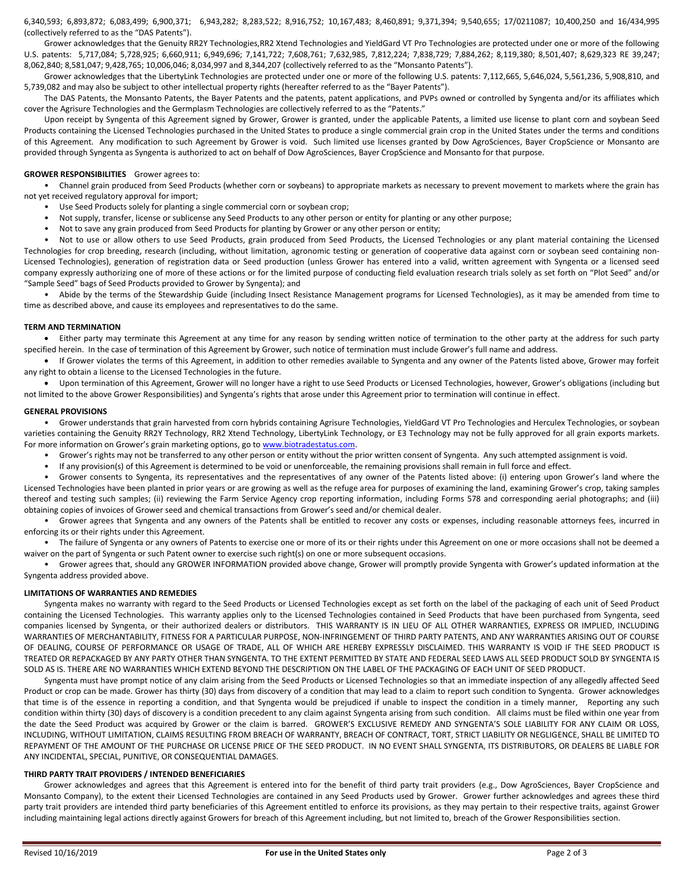6,340,593; 6,893,872; 6,083,499; 6,900,371; 6,943,282; 8,283,522; 8,916,752; 10,167,483; 8,460,891; 9,371,394; 9,540,655; 17/0211087; 10,400,250 and 16/434,995 (collectively referred to as the "DAS Patents").

Grower acknowledges that the Genuity RR2Y Technologies,RR2 Xtend Technologies and YieldGard VT Pro Technologies are protected under one or more of the following U.S. patents: 5,717,084; 5,728,925; 6,660,911; 6,949,696; 7,141,722; 7,608,761; 7,632,985, 7,812,224; 7,838,729; 7,884,262; 8,119,380; 8,501,407; 8,629,323 RE 39,247; 8,062,840; 8,581,047; 9,428,765; 10,006,046; 8,034,997 and 8,344,207 (collectively referred to as the "Monsanto Patents").

Grower acknowledges that the LibertyLink Technologies are protected under one or more of the following U.S. patents: 7,112,665, 5,646,024, 5,561,236, 5,908,810, and 5,739,082 and may also be subject to other intellectual property rights (hereafter referred to as the "Bayer Patents").

The DAS Patents, the Monsanto Patents, the Bayer Patents and the patents, patent applications, and PVPs owned or controlled by Syngenta and/or its affiliates which cover the Agrisure Technologies and the Germplasm Technologies are collectively referred to as the "Patents."

Upon receipt by Syngenta of this Agreement signed by Grower, Grower is granted, under the applicable Patents, a limited use license to plant corn and soybean Seed Products containing the Licensed Technologies purchased in the United States to produce a single commercial grain crop in the United States under the terms and conditions of this Agreement. Any modification to such Agreement by Grower is void. Such limited use licenses granted by Dow AgroSciences, Bayer CropScience or Monsanto are provided through Syngenta as Syngenta is authorized to act on behalf of Dow AgroSciences, Bayer CropScience and Monsanto for that purpose.

**GROWER RESPONSIBILITIES** Grower agrees to:

- Channel grain produced from Seed Products (whether corn or soybeans) to appropriate markets as necessary to prevent movement to markets where the grain has not yet received regulatory approval for import;
- Use Seed Products solely for planting a single commercial corn or soybean crop;
- Not supply, transfer, license or sublicense any Seed Products to any other person or entity for planting or any other purpose;
- Not to save any grain produced from Seed Products for planting by Grower or any other person or entity;
- Not to use or allow others to use Seed Products, grain produced from Seed Products, the Licensed Technologies or any plant material containing the Licensed Technologies for crop breeding, research (including, without limitation, agronomic testing or generation of cooperative data against corn or soybean seed containing non-Licensed Technologies), generation of registration data or Seed production (unless Grower has entered into a valid, written agreement with Syngenta or a licensed seed company expressly authorizing one of more of these actions or for the limited purpose of conducting field evaluation research trials solely as set forth on "Plot Seed" and/or "Sample Seed" bags of Seed Products provided to Grower by Syngenta); and
- Abide by the terms of the Stewardship Guide (including Insect Resistance Management programs for Licensed Technologies), as it may be amended from time to time as described above, and cause its employees and representatives to do the same.

**TERM AND TERMINATION**

- Either party may terminate this Agreement at any time for any reason by sending written notice of termination to the other party at the address for such party specified herein. In the case of termination of this Agreement by Grower, such notice of termination must include Grower's full name and address.
- If Grower violates the terms of this Agreement, in addition to other remedies available to Syngenta and any owner of the Patents listed above, Grower may forfeit any right to obtain a license to the Licensed Technologies in the future.
- Upon termination of this Agreement, Grower will no longer have a right to use Seed Products or Licensed Technologies, however, Grower's obligations (including but not limited to the above Grower Responsibilities) and Syngenta's rights that arose under this Agreement prior to termination will continue in effect.

**GENERAL PROVISIONS**

- Grower understands that grain harvested from corn hybrids containing Agrisure Technologies, YieldGard VT Pro Technologies and Herculex Technologies, or soybean varieties containing the Genuity RR2Y Technology, RR2 Xtend Technology, LibertyLink Technology, or E3 Technology may not be fully approved for all grain exports markets. For more information on Grower's grain marketing options, go to www.biotradestatus.com.
- Grower's rights may not be transferred to any other person or entity without the prior written consent of Syngenta. Any such attempted assignment is void.
- If any provision(s) of this Agreement is determined to be void or unenforceable, the remaining provisions shall remain in full force and effect.
- Grower consents to Syngenta, its representatives and the representatives of any owner of the Patents listed above: (i) entering upon Grower's land where the Licensed Technologies have been planted in prior years or are growing as well as the refuge area for purposes of examining the land, examining Grower's crop, taking samples thereof and testing such samples; (ii) reviewing the Farm Service Agency crop reporting information, including Forms 578 and corresponding aerial photographs; and (iii) obtaining copies of invoices of Grower seed and chemical transactions from Grower's seed and/or chemical dealer.
- Grower agrees that Syngenta and any owners of the Patents shall be entitled to recover any costs or expenses, including reasonable attorneys fees, incurred in enforcing its or their rights under this Agreement.
- The failure of Syngenta or any owners of Patents to exercise one or more of its or their rights under this Agreement on one or more occasions shall not be deemed a waiver on the part of Syngenta or such Patent owner to exercise such right(s) on one or more subsequent occasions.
- Grower agrees that, should any GROWER INFORMATION provided above change, Grower will promptly provide Syngenta with Grower's updated information at the Syngenta address provided above.

**LIMITATIONS OF WARRANTIES AND REMEDIES**

Syngenta makes no warranty with regard to the Seed Products or Licensed Technologies except as set forth on the label of the packaging of each unit of Seed Product containing the Licensed Technologies. This warranty applies only to the Licensed Technologies contained in Seed Products that have been purchased from Syngenta, seed companies licensed by Syngenta, or their authorized dealers or distributors. THIS WARRANTY IS IN LIEU OF ALL OTHER WARRANTIES, EXPRESS OR IMPLIED, INCLUDING WARRANTIES OF MERCHANTABILITY, FITNESS FOR A PARTICULAR PURPOSE, NON-INFRINGEMENT OF THIRD PARTY PATENTS, AND ANY WARRANTIES ARISING OUT OF COURSE OF DEALING, COURSE OF PERFORMANCE OR USAGE OF TRADE, ALL OF WHICH ARE HEREBY EXPRESSLY DISCLAIMED. THIS WARRANTY IS VOID IF THE SEED PRODUCT IS TREATED OR REPACKAGED BY ANY PARTY OTHER THAN SYNGENTA. TO THE EXTENT PERMITTED BY STATE AND FEDERAL SEED LAWS ALL SEED PRODUCT SOLD BY SYNGENTA IS SOLD AS IS. THERE ARE NO WARRANTIES WHICH EXTEND BEYOND THE DESCRIPTION ON THE LABEL OF THE PACKAGING OF EACH UNIT OF SEED PRODUCT.

Syngenta must have prompt notice of any claim arising from the Seed Products or Licensed Technologies so that an immediate inspection of any allegedly affected Seed Product or crop can be made. Grower has thirty (30) days from discovery of a condition that may lead to a claim to report such condition to Syngenta. Grower acknowledges that time is of the essence in reporting a condition, and that Syngenta would be prejudiced if unable to inspect the condition in a timely manner, Reporting any such condition within thirty (30) days of discovery is a condition precedent to any claim against Syngenta arising from such condition. All claims must be filed within one year from the date the Seed Product was acquired by Grower or the claim is barred. GROWER'S EXCLUSIVE REMEDY AND SYNGENTA'S SOLE LIABILITY FOR ANY CLAIM OR LOSS, INCLUDING, WITHOUT LIMITATION, CLAIMS RESULTING FROM BREACH OF WARRANTY, BREACH OF CONTRACT, TORT, STRICT LIABILITY OR NEGLIGENCE, SHALL BE LIMITED TO REPAYMENT OF THE AMOUNT OF THE PURCHASE OR LICENSE PRICE OF THE SEED PRODUCT. IN NO EVENT SHALL SYNGENTA, ITS DISTRIBUTORS, OR DEALERS BE LIABLE FOR ANY INCIDENTAL, SPECIAL, PUNITIVE, OR CONSEQUENTIAL DAMAGES.

**THIRD PARTY TRAIT PROVIDERS / INTENDED BENEFICIARIES**

Grower acknowledges and agrees that this Agreement is entered into for the benefit of third party trait providers (e.g., Dow AgroSciences, Bayer CropScience and Monsanto Company), to the extent their Licensed Technologies are contained in any Seed Products used by Grower. Grower further acknowledges and agrees these third party trait providers are intended third party beneficiaries of this Agreement entitled to enforce its provisions, as they may pertain to their respective traits, against Grower including maintaining legal actions directly against Growers for breach of this Agreement including, but not limited to, breach of the Grower Responsibilities section.

Revised 10/16/2019 **For use in the United States only**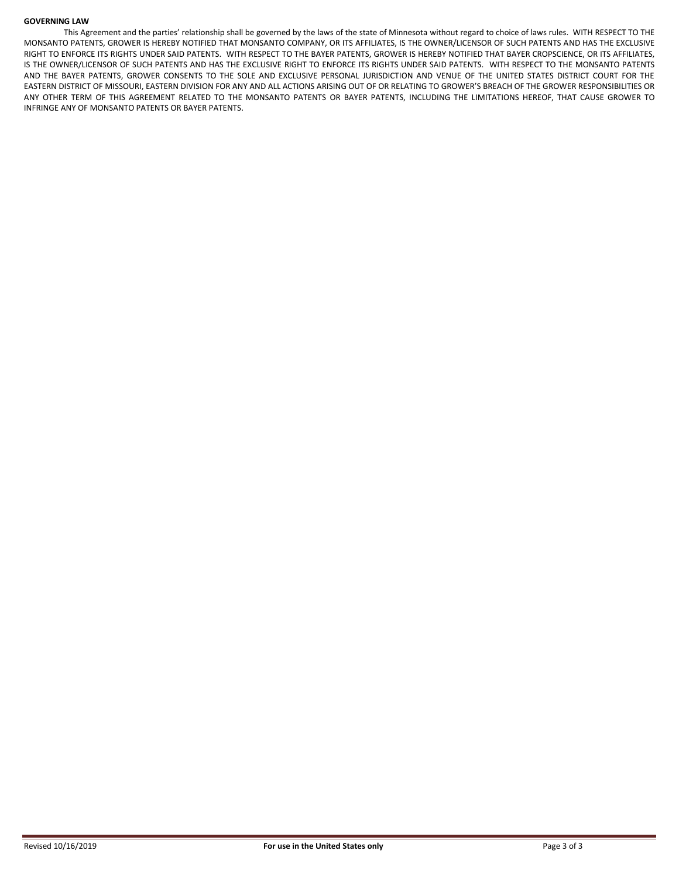**GOVERNING LAW**

This Agreement and the parties' relationship shall be governed by the laws of the state of Minnesota without regard to choice of laws rules. WITH RESPECT TO THE MONSANTO PATENTS, GROWER IS HEREBY NOTIFIED THAT MONSANTO COMPANY, OR ITS AFFILIATES, IS THE OWNER/LICENSOR OF SUCH PATENTS AND HAS THE EXCLUSIVE RIGHT TO ENFORCE ITS RIGHTS UNDER SAID PATENTS. WITH RESPECT TO THE BAYER PATENTS, GROWER IS HEREBY NOTIFIED THAT BAYER CROPSCIENCE, OR ITS AFFILIATES, IS THE OWNER/LICENSOR OF SUCH PATENTS AND HAS THE EXCLUSIVE RIGHT TO ENFORCE ITS RIGHTS UNDER SAID PATENTS. WITH RESPECT TO THE MONSANTO PATENTS AND THE BAYER PATENTS, GROWER CONSENTS TO THE SOLE AND EXCLUSIVE PERSONAL JURISDICTION AND VENUE OF THE UNITED STATES DISTRICT COURT FOR THE EASTERN DISTRICT OF MISSOURI, EASTERN DIVISION FOR ANY AND ALL ACTIONS ARISING OUT OF OR RELATING TO GROWER'S BREACH OF THE GROWER RESPONSIBILITIES OR ANY OTHER TERM OF THIS AGREEMENT RELATED TO THE MONSANTO PATENTS OR BAYER PATENTS, INCLUDING THE LIMITATIONS HEREOF, THAT CAUSE GROWER TO INFRINGE ANY OF MONSANTO PATENTS OR BAYER PATENTS.